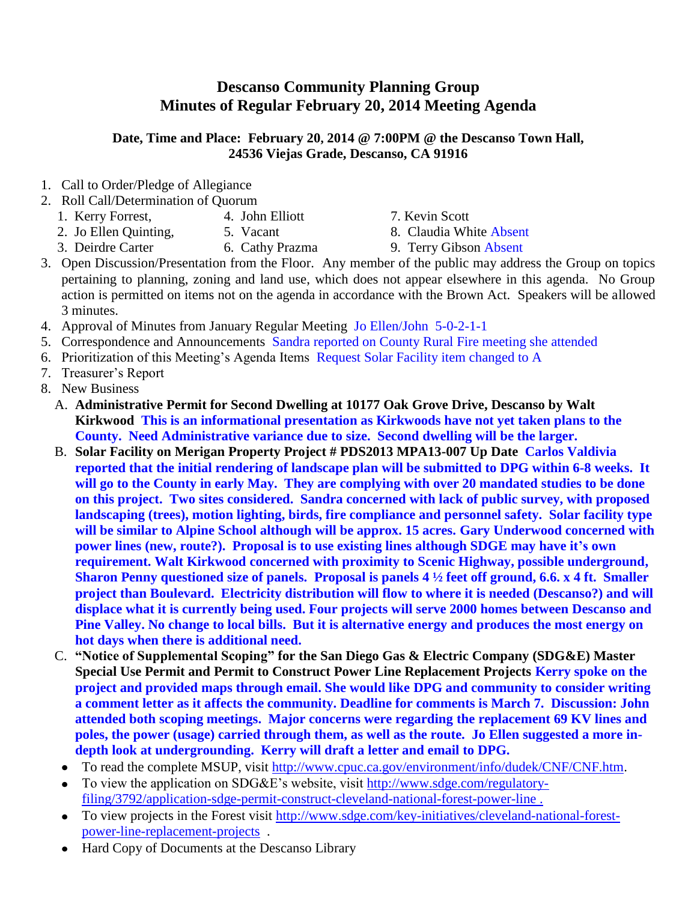# Descanso Community Planning Group
## Minutes of Regular February 20, 2014 Meeting Agenda

**Date, Time and Place: February 20, 2014 @ 7:00PM @ the Descanso Town Hall, 24536 Viejas Grade, Descanso, CA 91916**

1. Call to Order/Pledge of Allegiance
2. Roll Call/Determination of Quorum
   1. Kerry Forrest,
   2. Jo Ellen Quinting,
   3. Deirdre Carter
   4. John Elliott
   5. Vacant
   6. Cathy Prazma
   7. Kevin Scott
   8. Claudia White Absent
   9. Terry Gibson Absent
3. Open Discussion/Presentation from the Floor. Any member of the public may address the Group on topics pertaining to planning, zoning and land use, which does not appear elsewhere in this agenda. No Group action is permitted on items not on the agenda in accordance with the Brown Act. Speakers will be allowed 3 minutes.
4. Approval of Minutes from January Regular Meeting Jo Ellen/John 5-0-2-1-1
5. Correspondence and Announcements Sandra reported on County Rural Fire meeting she attended
6. Prioritization of this Meeting's Agenda Items Request Solar Facility item changed to A
7. Treasurer's Report
8. New Business
   A. **Administrative Permit for Second Dwelling at 10177 Oak Grove Drive, Descanso by Walt Kirkwood This is an informational presentation as Kirkwoods have not yet taken plans to the County. Need Administrative variance due to size. Second dwelling will be the larger.**
   B. **Solar Facility on Merigan Property Project # PDS2013 MPA13-007 Up Date Carlos Valdivia reported that the initial rendering of landscape plan will be submitted to DPG within 6-8 weeks. It will go to the County in early May. They are complying with over 20 mandated studies to be done on this project. Two sites considered. Sandra concerned with lack of public survey, with proposed landscaping (trees), motion lighting, birds, fire compliance and personnel safety. Solar facility type will be similar to Alpine School although will be approx. 15 acres. Gary Underwood concerned with power lines (new, route?). Proposal is to use existing lines although SDGE may have it's own requirement. Walt Kirkwood concerned with proximity to Scenic Highway, possible underground, Sharon Penny questioned size of panels. Proposal is panels 4 ½ feet off ground, 6.6. x 4 ft. Smaller project than Boulevard. Electricity distribution will flow to where it is needed (Descanso?) and will displace what it is currently being used. Four projects will serve 2000 homes between Descanso and Pine Valley. No change to local bills. But it is alternative energy and produces the most energy on hot days when there is additional need.**
   C. **"Notice of Supplemental Scoping" for the San Diego Gas & Electric Company (SDG&E) Master Special Use Permit and Permit to Construct Power Line Replacement Projects Kerry spoke on the project and provided maps through email. She would like DPG and community to consider writing a comment letter as it affects the community. Deadline for comments is March 7. Discussion: John attended both scoping meetings. Major concerns were regarding the replacement 69 KV lines and poles, the power (usage) carried through them, as well as the route. Jo Ellen suggested a more in-depth look at undergrounding. Kerry will draft a letter and email to DPG.**
   - To read the complete MSUP, visit http://www.cpuc.ca.gov/environment/info/dudek/CNF/CNF.htm.
   - To view the application on SDG&E's website, visit http://www.sdge.com/regulatory-filing/3792/application-sdge-permit-construct-cleveland-national-forest-power-line .
   - To view projects in the Forest visit http://www.sdge.com/key-initiatives/cleveland-national-forest-power-line-replacement-projects .
   - Hard Copy of Documents at the Descanso Library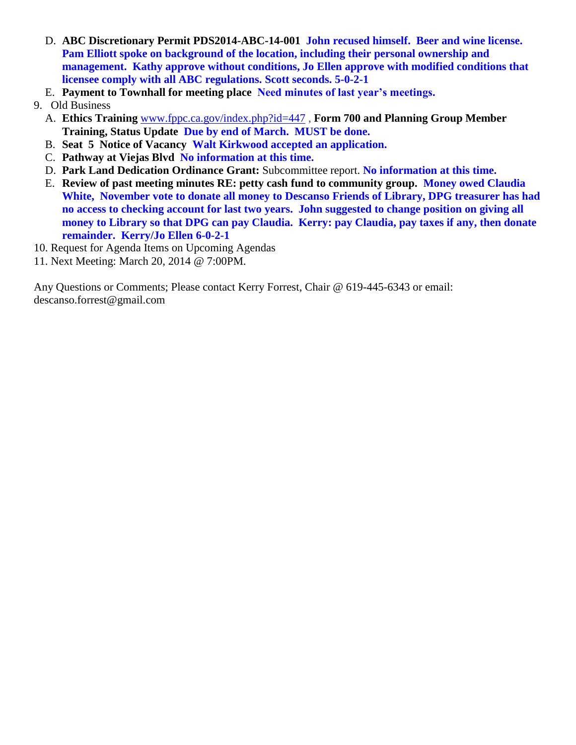D. **ABC Discretionary Permit PDS2014-ABC-14-001** **John recused himself. Beer and wine license. Pam Elliott spoke on background of the location, including their personal ownership and management. Kathy approve without conditions, Jo Ellen approve with modified conditions that licensee comply with all ABC regulations. Scott seconds. 5-0-2-1**

E. **Payment to Townhall for meeting place** **Need minutes of last year's meetings.**

9. Old Business

A. **Ethics Training** www.fppc.ca.gov/index.php?id=447 , **Form 700 and Planning Group Member Training, Status Update** **Due by end of March. MUST be done.**

B. **Seat 5 Notice of Vacancy** **Walt Kirkwood accepted an application.**

C. **Pathway at Viejas Blvd** **No information at this time.**

D. **Park Land Dedication Ordinance Grant:** Subcommittee report. **No information at this time.**

E. **Review of past meeting minutes RE: petty cash fund to community group.** **Money owed Claudia White, November vote to donate all money to Descanso Friends of Library, DPG treasurer has had no access to checking account for last two years. John suggested to change position on giving all money to Library so that DPG can pay Claudia. Kerry: pay Claudia, pay taxes if any, then donate remainder. Kerry/Jo Ellen 6-0-2-1**

10. Request for Agenda Items on Upcoming Agendas

11. Next Meeting: March 20, 2014 @ 7:00PM.

Any Questions or Comments; Please contact Kerry Forrest, Chair @ 619-445-6343 or email: descanso.forrest@gmail.com